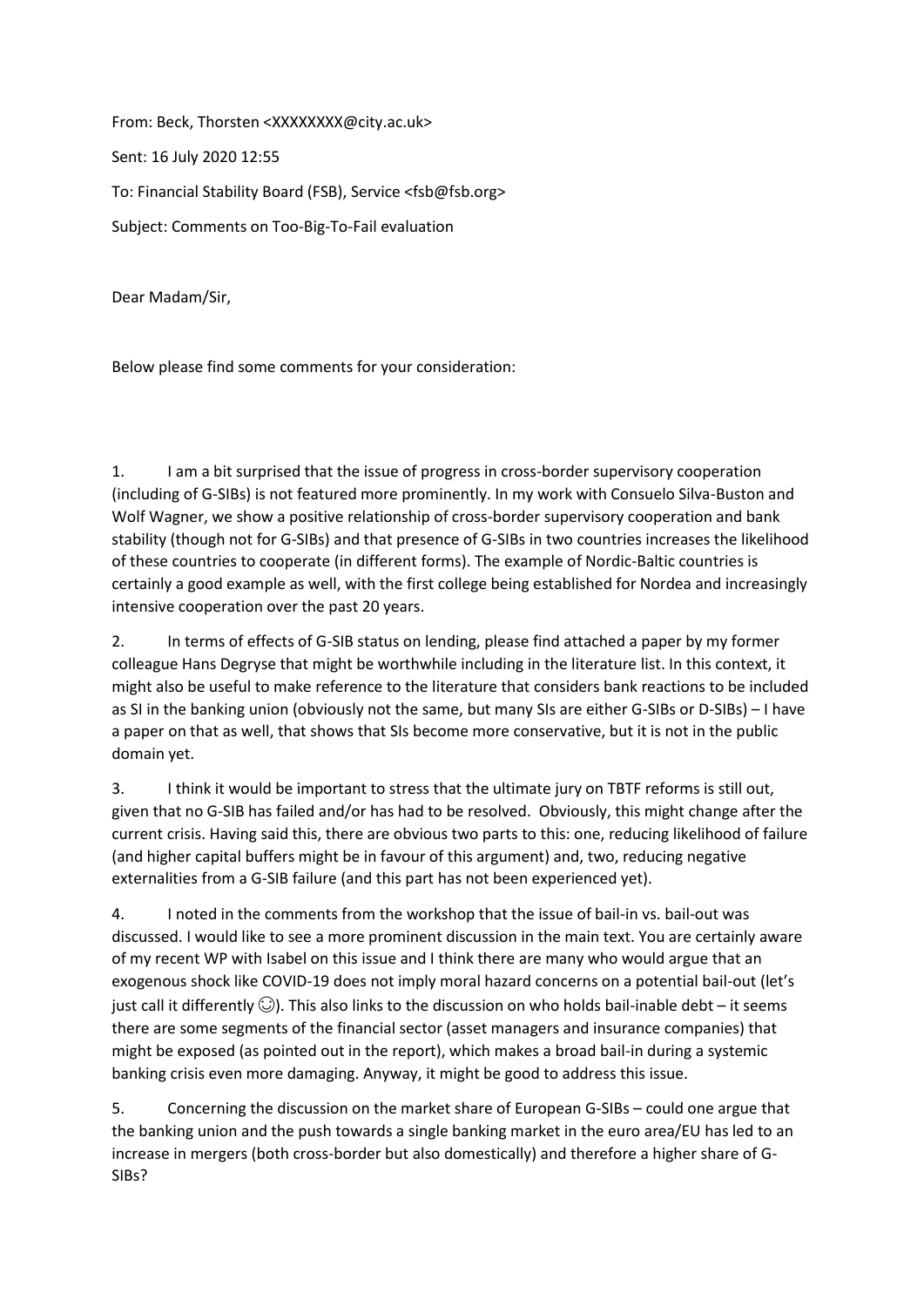From: Beck, Thorsten <XXXXXXXX@city.ac.uk>

Sent: 16 July 2020 12:55

To: Financial Stability Board (FSB), Service <fsb@fsb.org>

Subject: Comments on Too-Big-To-Fail evaluation

Dear Madam/Sir,

Below please find some comments for your consideration:

1. I am a bit surprised that the issue of progress in cross-border supervisory cooperation (including of G-SIBs) is not featured more prominently. In my work with Consuelo Silva-Buston and Wolf Wagner, we show a positive relationship of cross-border supervisory cooperation and bank stability (though not for G-SIBs) and that presence of G-SIBs in two countries increases the likelihood of these countries to cooperate (in different forms). The example of Nordic-Baltic countries is certainly a good example as well, with the first college being established for Nordea and increasingly intensive cooperation over the past 20 years.

2. In terms of effects of G-SIB status on lending, please find attached a paper by my former colleague Hans Degryse that might be worthwhile including in the literature list. In this context, it might also be useful to make reference to the literature that considers bank reactions to be included as SI in the banking union (obviously not the same, but many SIs are either G-SIBs or D-SIBs) – I have a paper on that as well, that shows that SIs become more conservative, but it is not in the public domain yet.

3. I think it would be important to stress that the ultimate jury on TBTF reforms is still out, given that no G-SIB has failed and/or has had to be resolved. Obviously, this might change after the current crisis. Having said this, there are obvious two parts to this: one, reducing likelihood of failure (and higher capital buffers might be in favour of this argument) and, two, reducing negative externalities from a G-SIB failure (and this part has not been experienced yet).

4. I noted in the comments from the workshop that the issue of bail-in vs. bail-out was discussed. I would like to see a more prominent discussion in the main text. You are certainly aware of my recent WP with Isabel on this issue and I think there are many who would argue that an exogenous shock like COVID-19 does not imply moral hazard concerns on a potential bail-out (let's just call it differently ☺). This also links to the discussion on who holds bail-inable debt – it seems there are some segments of the financial sector (asset managers and insurance companies) that might be exposed (as pointed out in the report), which makes a broad bail-in during a systemic banking crisis even more damaging. Anyway, it might be good to address this issue.

5. Concerning the discussion on the market share of European G-SIBs – could one argue that the banking union and the push towards a single banking market in the euro area/EU has led to an increase in mergers (both cross-border but also domestically) and therefore a higher share of G-SIBs?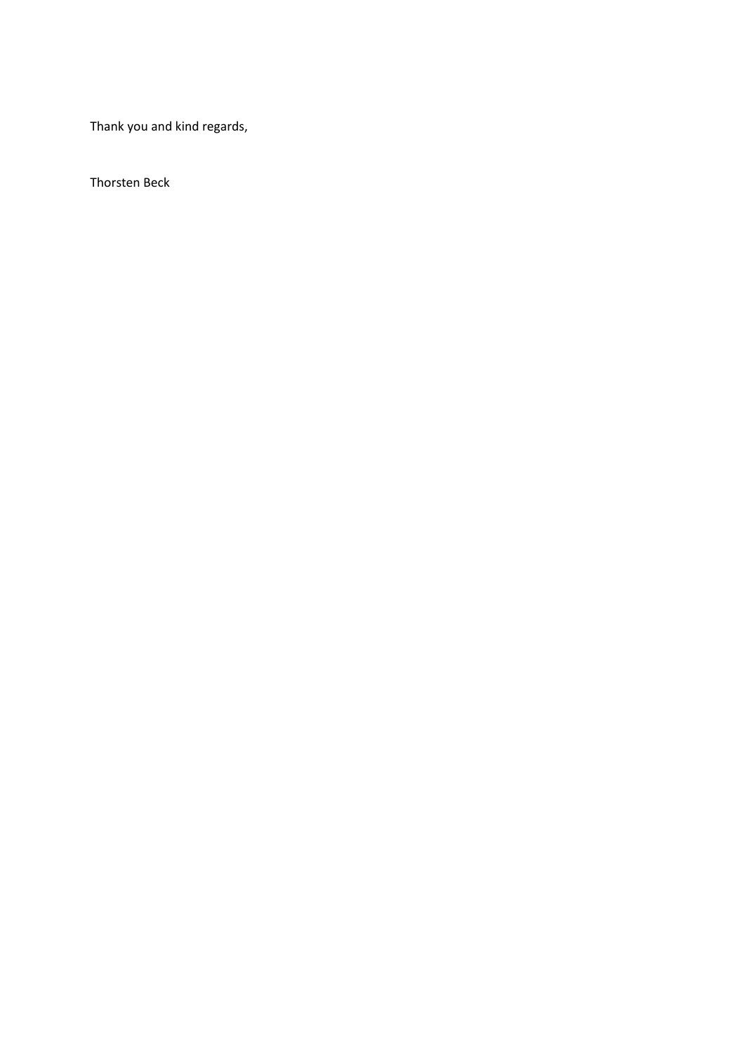Thank you and kind regards,

Thorsten Beck